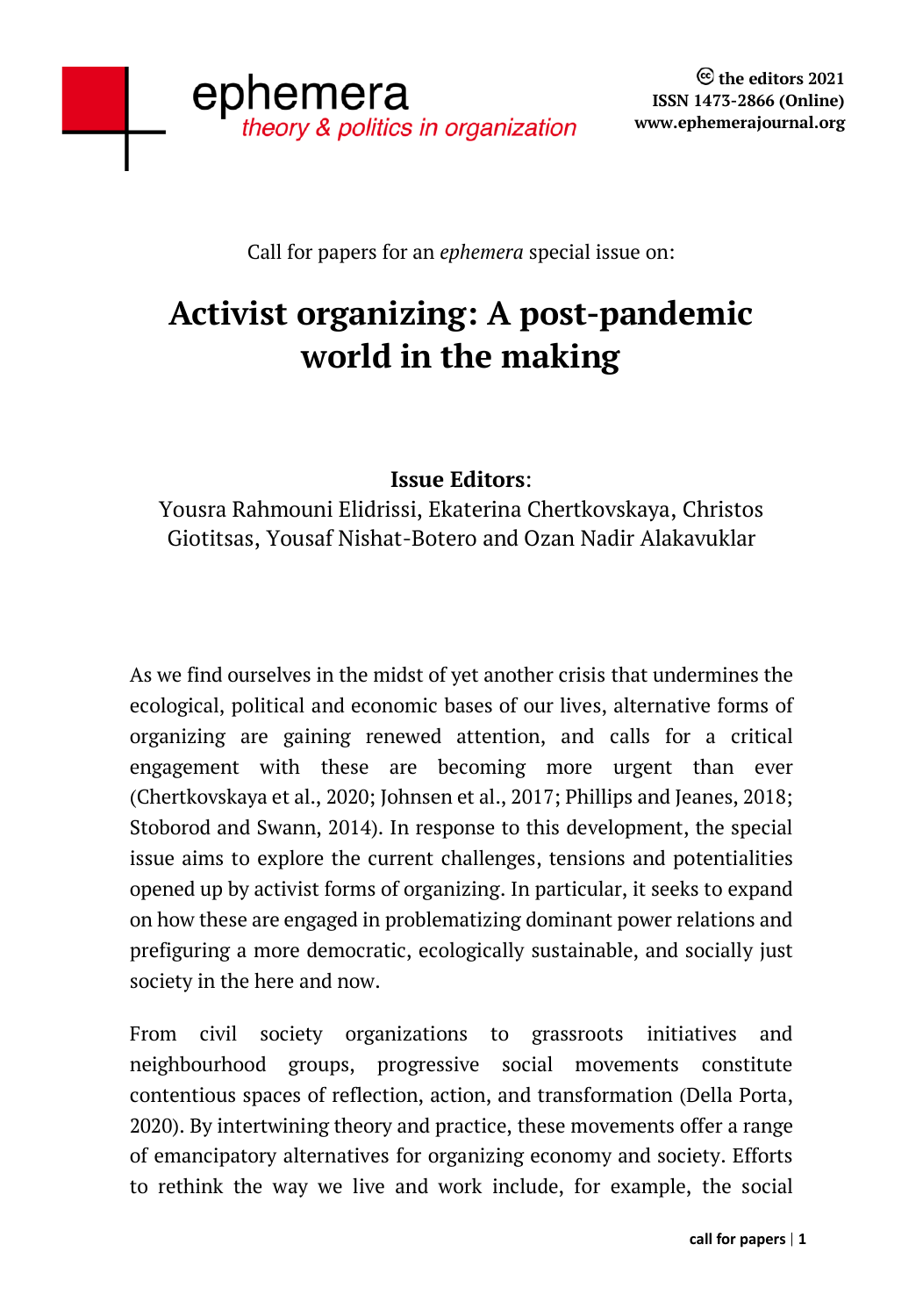Call for papers for an *ephemera* special issue on:

# Activist organizing: A post-pandemic world in the making

**Issue Editors**:
Yousra Rahmouni Elidrissi, Ekaterina Chertkovskaya, Christos Giotitsas, Yousaf Nishat-Botero and Ozan Nadir Alakavuklar

As we find ourselves in the midst of yet another crisis that undermines the ecological, political and economic bases of our lives, alternative forms of organizing are gaining renewed attention, and calls for a critical engagement with these are becoming more urgent than ever (Chertkovskaya et al., 2020; Johnsen et al., 2017; Phillips and Jeanes, 2018; Stoborod and Swann, 2014). In response to this development, the special issue aims to explore the current challenges, tensions and potentialities opened up by activist forms of organizing. In particular, it seeks to expand on how these are engaged in problematizing dominant power relations and prefiguring a more democratic, ecologically sustainable, and socially just society in the here and now.

From civil society organizations to grassroots initiatives and neighbourhood groups, progressive social movements constitute contentious spaces of reflection, action, and transformation (Della Porta, 2020). By intertwining theory and practice, these movements offer a range of emancipatory alternatives for organizing economy and society. Efforts to rethink the way we live and work include, for example, the social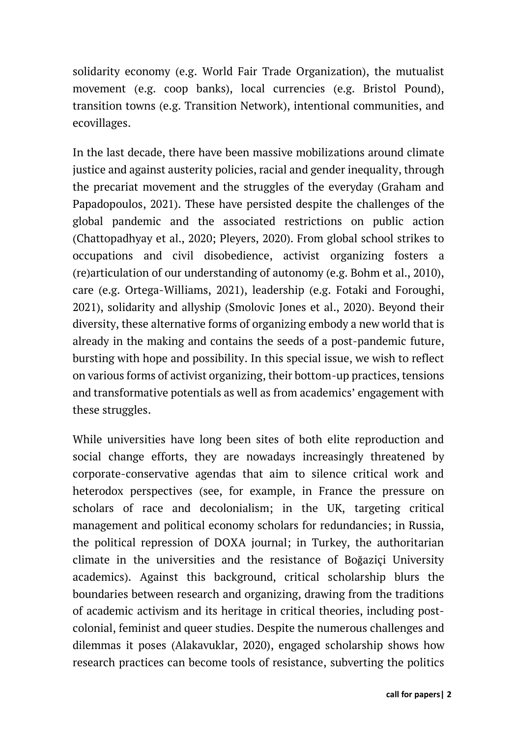solidarity economy (e.g. World Fair Trade Organization), the mutualist movement (e.g. coop banks), local currencies (e.g. Bristol Pound), transition towns (e.g. Transition Network), intentional communities, and ecovillages.

In the last decade, there have been massive mobilizations around climate justice and against austerity policies, racial and gender inequality, through the precariat movement and the struggles of the everyday (Graham and Papadopoulos, 2021). These have persisted despite the challenges of the global pandemic and the associated restrictions on public action (Chattopadhyay et al., 2020; Pleyers, 2020). From global school strikes to occupations and civil disobedience, activist organizing fosters a (re)articulation of our understanding of autonomy (e.g. Bohm et al., 2010), care (e.g. Ortega-Williams, 2021), leadership (e.g. Fotaki and Foroughi, 2021), solidarity and allyship (Smolovic Jones et al., 2020). Beyond their diversity, these alternative forms of organizing embody a new world that is already in the making and contains the seeds of a post-pandemic future, bursting with hope and possibility. In this special issue, we wish to reflect on various forms of activist organizing, their bottom-up practices, tensions and transformative potentials as well as from academics' engagement with these struggles.

While universities have long been sites of both elite reproduction and social change efforts, they are nowadays increasingly threatened by corporate-conservative agendas that aim to silence critical work and heterodox perspectives (see, for example, in France the pressure on scholars of race and decolonialism; in the UK, targeting critical management and political economy scholars for redundancies; in Russia, the political repression of DOXA journal; in Turkey, the authoritarian climate in the universities and the resistance of Boğaziçi University academics). Against this background, critical scholarship blurs the boundaries between research and organizing, drawing from the traditions of academic activism and its heritage in critical theories, including post-colonial, feminist and queer studies. Despite the numerous challenges and dilemmas it poses (Alakavuklar, 2020), engaged scholarship shows how research practices can become tools of resistance, subverting the politics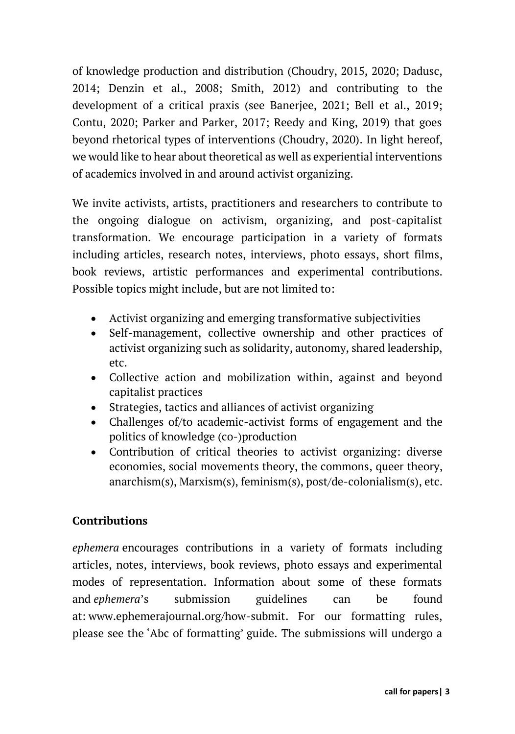of knowledge production and distribution (Choudry, 2015, 2020; Dadusc, 2014; Denzin et al., 2008; Smith, 2012) and contributing to the development of a critical praxis (see Banerjee, 2021; Bell et al., 2019; Contu, 2020; Parker and Parker, 2017; Reedy and King, 2019) that goes beyond rhetorical types of interventions (Choudry, 2020). In light hereof, we would like to hear about theoretical as well as experiential interventions of academics involved in and around activist organizing.

We invite activists, artists, practitioners and researchers to contribute to the ongoing dialogue on activism, organizing, and post-capitalist transformation. We encourage participation in a variety of formats including articles, research notes, interviews, photo essays, short films, book reviews, artistic performances and experimental contributions. Possible topics might include, but are not limited to:

- Activist organizing and emerging transformative subjectivities
- Self-management, collective ownership and other practices of activist organizing such as solidarity, autonomy, shared leadership, etc.
- Collective action and mobilization within, against and beyond capitalist practices
- Strategies, tactics and alliances of activist organizing
- Challenges of/to academic-activist forms of engagement and the politics of knowledge (co-)production
- Contribution of critical theories to activist organizing: diverse economies, social movements theory, the commons, queer theory, anarchism(s), Marxism(s), feminism(s), post/de-colonialism(s), etc.

**Contributions**

*ephemera* encourages contributions in a variety of formats including articles, notes, interviews, book reviews, photo essays and experimental modes of representation. Information about some of these formats and *ephemera*'s submission guidelines can be found at: www.ephemerajournal.org/how-submit. For our formatting rules, please see the 'Abc of formatting' guide. The submissions will undergo a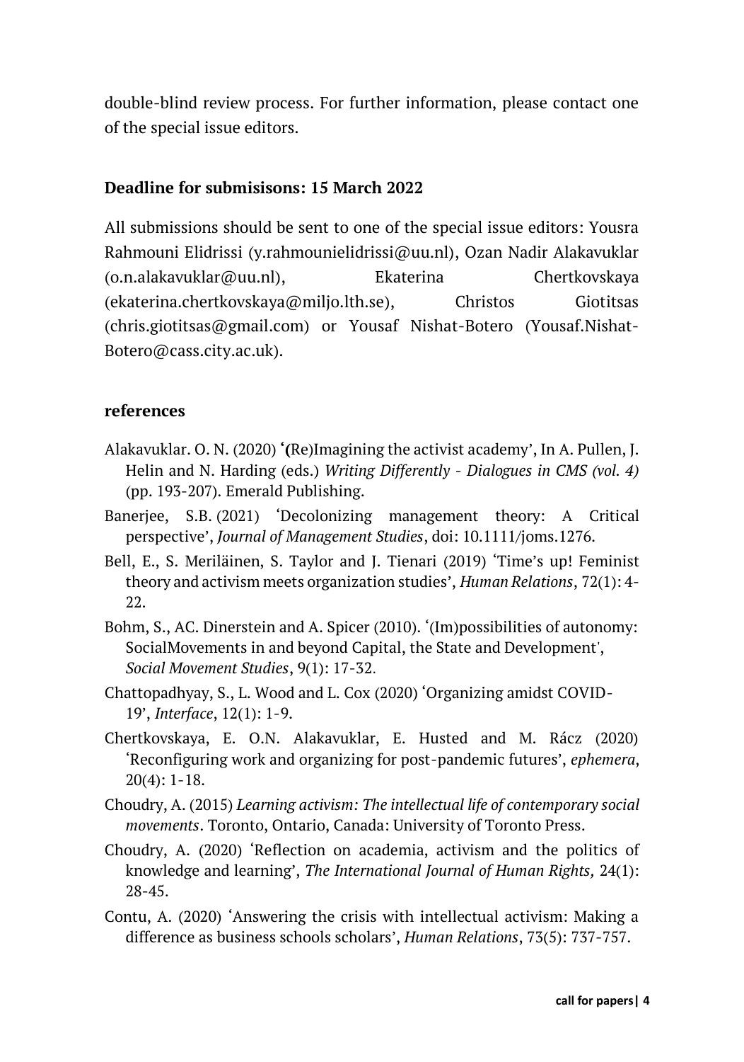double-blind review process. For further information, please contact one of the special issue editors.

**Deadline for submisisons: 15 March 2022**

All submissions should be sent to one of the special issue editors: Yousra Rahmouni Elidrissi (y.rahmounielidrissi@uu.nl), Ozan Nadir Alakavuklar (o.n.alakavuklar@uu.nl), Ekaterina Chertkovskaya (ekaterina.chertkovskaya@miljo.lth.se), Christos Giotitsas (chris.giotitsas@gmail.com) or Yousaf Nishat-Botero (Yousaf.Nishat-Botero@cass.city.ac.uk).

**references**

Alakavuklar. O. N. (2020) '(Re)Imagining the activist academy', In A. Pullen, J. Helin and N. Harding (eds.) *Writing Differently - Dialogues in CMS (vol. 4)* (pp. 193-207). Emerald Publishing.

Banerjee, S.B. (2021) 'Decolonizing management theory: A Critical perspective', *Journal of Management Studies*, doi: 10.1111/joms.1276.

Bell, E., S. Meriläinen, S. Taylor and J. Tienari (2019) 'Time's up! Feminist theory and activism meets organization studies', *Human Relations*, 72(1): 4-22.

Bohm, S., AC. Dinerstein and A. Spicer (2010). '(Im)possibilities of autonomy: SocialMovements in and beyond Capital, the State and Development', *Social Movement Studies*, 9(1): 17-32.

Chattopadhyay, S., L. Wood and L. Cox (2020) 'Organizing amidst COVID-19', *Interface*, 12(1): 1-9.

Chertkovskaya, E. O.N. Alakavuklar, E. Husted and M. Rácz (2020) 'Reconfiguring work and organizing for post-pandemic futures', *ephemera*, 20(4): 1-18.

Choudry, A. (2015) *Learning activism: The intellectual life of contemporary social movements*. Toronto, Ontario, Canada: University of Toronto Press.

Choudry, A. (2020) 'Reflection on academia, activism and the politics of knowledge and learning', *The International Journal of Human Rights,* 24(1): 28-45.

Contu, A. (2020) 'Answering the crisis with intellectual activism: Making a difference as business schools scholars', *Human Relations*, 73(5): 737-757.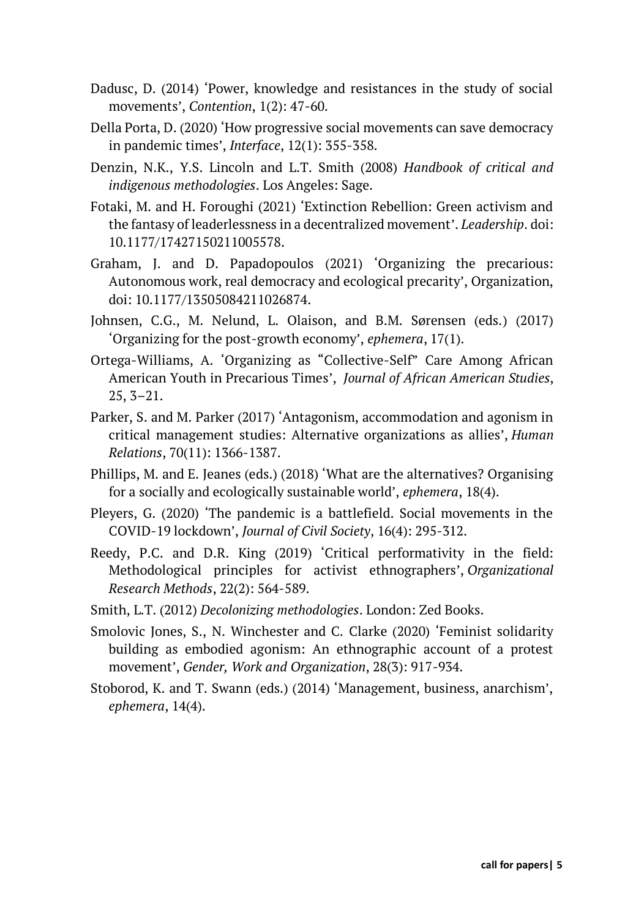Dadusc, D. (2014) 'Power, knowledge and resistances in the study of social movements', *Contention*, 1(2): 47-60.

Della Porta, D. (2020) 'How progressive social movements can save democracy in pandemic times', *Interface*, 12(1): 355-358.

Denzin, N.K., Y.S. Lincoln and L.T. Smith (2008) *Handbook of critical and indigenous methodologies*. Los Angeles: Sage.

Fotaki, M. and H. Foroughi (2021) 'Extinction Rebellion: Green activism and the fantasy of leaderlessness in a decentralized movement'. *Leadership*. doi: 10.1177/17427150211005578.

Graham, J. and D. Papadopoulos (2021) 'Organizing the precarious: Autonomous work, real democracy and ecological precarity', Organization, doi: 10.1177/13505084211026874.

Johnsen, C.G., M. Nelund, L. Olaison, and B.M. Sørensen (eds.) (2017) 'Organizing for the post-growth economy', *ephemera*, 17(1).

Ortega-Williams, A. 'Organizing as "Collective-Self" Care Among African American Youth in Precarious Times', *Journal of African American Studies*, 25, 3–21.

Parker, S. and M. Parker (2017) 'Antagonism, accommodation and agonism in critical management studies: Alternative organizations as allies', *Human Relations*, 70(11): 1366-1387.

Phillips, M. and E. Jeanes (eds.) (2018) 'What are the alternatives? Organising for a socially and ecologically sustainable world', *ephemera*, 18(4).

Pleyers, G. (2020) 'The pandemic is a battlefield. Social movements in the COVID-19 lockdown', *Journal of Civil Society*, 16(4): 295-312.

Reedy, P.C. and D.R. King (2019) 'Critical performativity in the field: Methodological principles for activist ethnographers', *Organizational Research Methods*, 22(2): 564-589.

Smith, L.T. (2012) *Decolonizing methodologies*. London: Zed Books.

Smolovic Jones, S., N. Winchester and C. Clarke (2020) 'Feminist solidarity building as embodied agonism: An ethnographic account of a protest movement', *Gender, Work and Organization*, 28(3): 917-934.

Stoborod, K. and T. Swann (eds.) (2014) 'Management, business, anarchism', *ephemera*, 14(4).